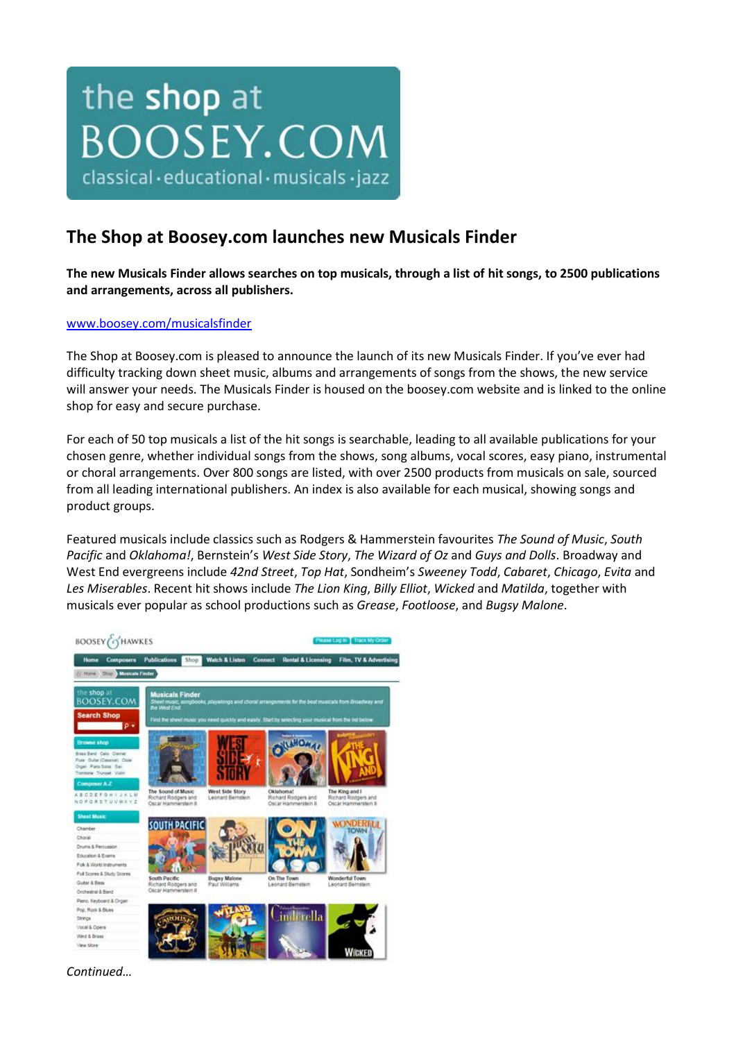# The Shop at Boosey.com launches new Musicals Finder

**The new Musicals Finder allows searches on top musicals, through a list of hit songs, to 2500 publications and arrangements, across all publishers.**

[www.boosey.com/musicalsfinder](www.boosey.com/musicalsfinder)

The Shop at Boosey.com is pleased to announce the launch of its new Musicals Finder. If you've ever had difficulty tracking down sheet music, albums and arrangements of songs from the shows, the new service will answer your needs. The Musicals Finder is housed on the boosey.com website and is linked to the online shop for easy and secure purchase.

For each of 50 top musicals a list of the hit songs is searchable, leading to all available publications for your chosen genre, whether individual songs from the shows, song albums, vocal scores, easy piano, instrumental or choral arrangements. Over 800 songs are listed, with over 2500 products from musicals on sale, sourced from all leading international publishers. An index is also available for each musical, showing songs and product groups.

Featured musicals include classics such as Rodgers & Hammerstein favourites *The Sound of Music*, *South Pacific* and *Oklahoma!*, Bernstein's *West Side Story*, *The Wizard of Oz* and *Guys and Dolls*. Broadway and West End evergreens include *42nd Street*, *Top Hat*, Sondheim's *Sweeney Todd*, *Cabaret*, *Chicago*, *Evita* and *Les Miserables*. Recent hit shows include *The Lion King*, *Billy Elliot*, *Wicked* and *Matilda*, together with musicals ever popular as school productions such as *Grease*, *Footloose*, and *Bugsy Malone*.

*Continued…*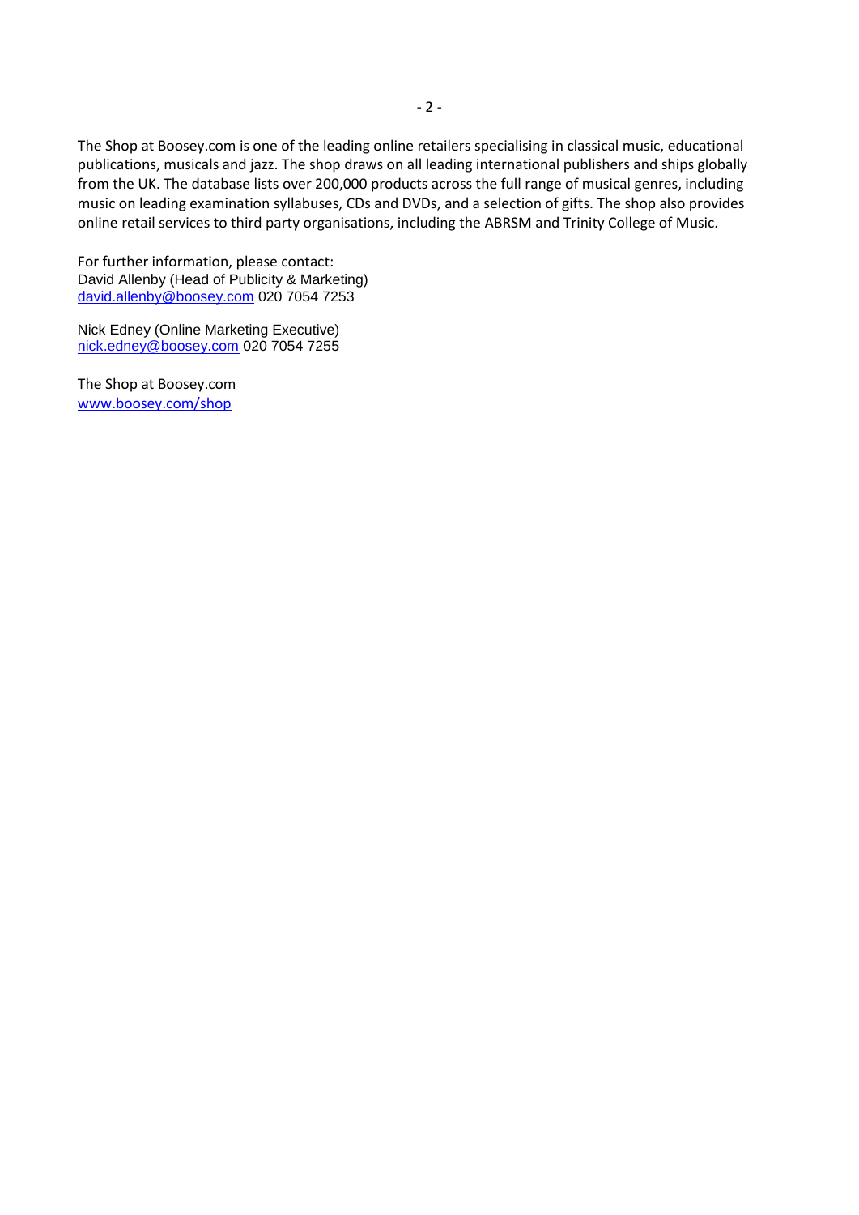The Shop at Boosey.com is one of the leading online retailers specialising in classical music, educational publications, musicals and jazz. The shop draws on all leading international publishers and ships globally from the UK. The database lists over 200,000 products across the full range of musical genres, including music on leading examination syllabuses, CDs and DVDs, and a selection of gifts. The shop also provides online retail services to third party organisations, including the ABRSM and Trinity College of Music.

For further information, please contact:
David Allenby (Head of Publicity & Marketing)
david.allenby@boosey.com 020 7054 7253

Nick Edney (Online Marketing Executive)
nick.edney@boosey.com 020 7054 7255

The Shop at Boosey.com
www.boosey.com/shop